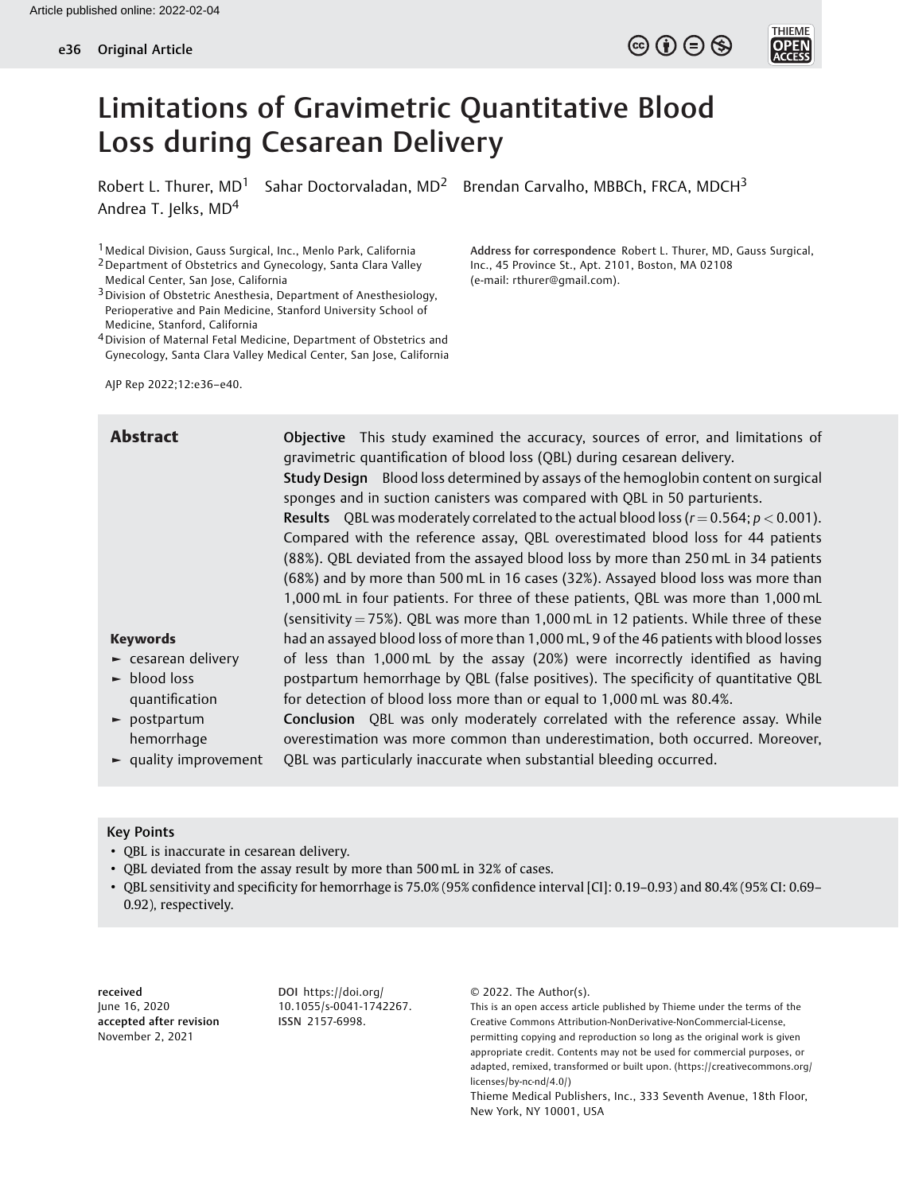# Limitations of Gravimetric Quantitative Blood Loss during Cesarean Delivery

Robert L. Thurer, MD[1] Sahar Doctorvaladan, MD[2] Brendan Carvalho, MBBCh, FRCA, MDCH[3] Andrea T. Jelks, MD[4]

[1] Medical Division, Gauss Surgical, Inc., Menlo Park, California
[2] Department of Obstetrics and Gynecology, Santa Clara Valley Medical Center, San Jose, California
[3] Division of Obstetric Anesthesia, Department of Anesthesiology, Perioperative and Pain Medicine, Stanford University School of Medicine, Stanford, California
[4] Division of Maternal Fetal Medicine, Department of Obstetrics and Gynecology, Santa Clara Valley Medical Center, San Jose, California

**Address for correspondence** Robert L. Thurer, MD, Gauss Surgical, Inc., 45 Province St., Apt. 2101, Boston, MA 02108 (e-mail: rthurer@gmail.com).

AJP Rep 2022;12:e36–e40.

## Abstract

**Objective** This study examined the accuracy, sources of error, and limitations of gravimetric quantification of blood loss (QBL) during cesarean delivery.

**Study Design** Blood loss determined by assays of the hemoglobin content on surgical sponges and in suction canisters was compared with actual QBL in 50 parturients.

**Results** QBL was moderately correlated to the actual blood loss ($r = 0.564$; $p < 0.001$). Compared with the reference assay, QBL overestimated blood loss for 44 patients (88%). QBL deviated from the assayed blood loss by more than 250 mL in 34 patients (68%) and by more than 500 mL in 16 cases (32%). Assayed blood loss was more than 1,000 mL in four patients. For three of these patients, QBL was more than 1,000 mL (sensitivity = 75%). QBL was more than 1,000 mL in 12 patients. While three of these had an assayed blood loss of more than 1,000 mL, 9 of the 46 patients with blood losses of less than 1,000 mL by the assay (20%) were incorrectly identified as having postpartum hemorrhage by QBL (false positives). The specificity of quantitative QBL for detection of blood loss more than or equal to 1,000 mL was 80.4%.

**Conclusion** QBL was only moderately correlated with the reference assay. While overestimation was more common than underestimation, both occurred. Moreover, QBL was particularly inaccurate when substantial bleeding occurred.

**Keywords**

- cesarean delivery
- blood loss quantification
- postpartum hemorrhage
- quality improvement

### Key Points

- QBL is inaccurate in cesarean delivery.
- QBL deviated from the assay result by more than 500 mL in 32% of cases.
- QBL sensitivity and specificity for hemorrhage is 75.0% (95% confidence interval [CI]: 0.19–0.93) and 80.4% (95% CI: 0.69–0.92), respectively.

**received** June 16, 2020
**accepted after revision** November 2, 2021

**DOI** https://doi.org/10.1055/s-0041-1742267.
**ISSN** 2157-6998.

© 2022. The Author(s).
This is an open access article published by Thieme under the terms of the Creative Commons Attribution-NonDerivative-NonCommercial-License, permitting copying and reproduction so long as the original work is given appropriate credit. Contents may not be used for commercial purposes, or adapted, remixed, transformed or built upon. (https://creativecommons.org/licenses/by-nc-nd/4.0/)
Thieme Medical Publishers, Inc., 333 Seventh Avenue, 18th Floor, New York, NY 10001, USA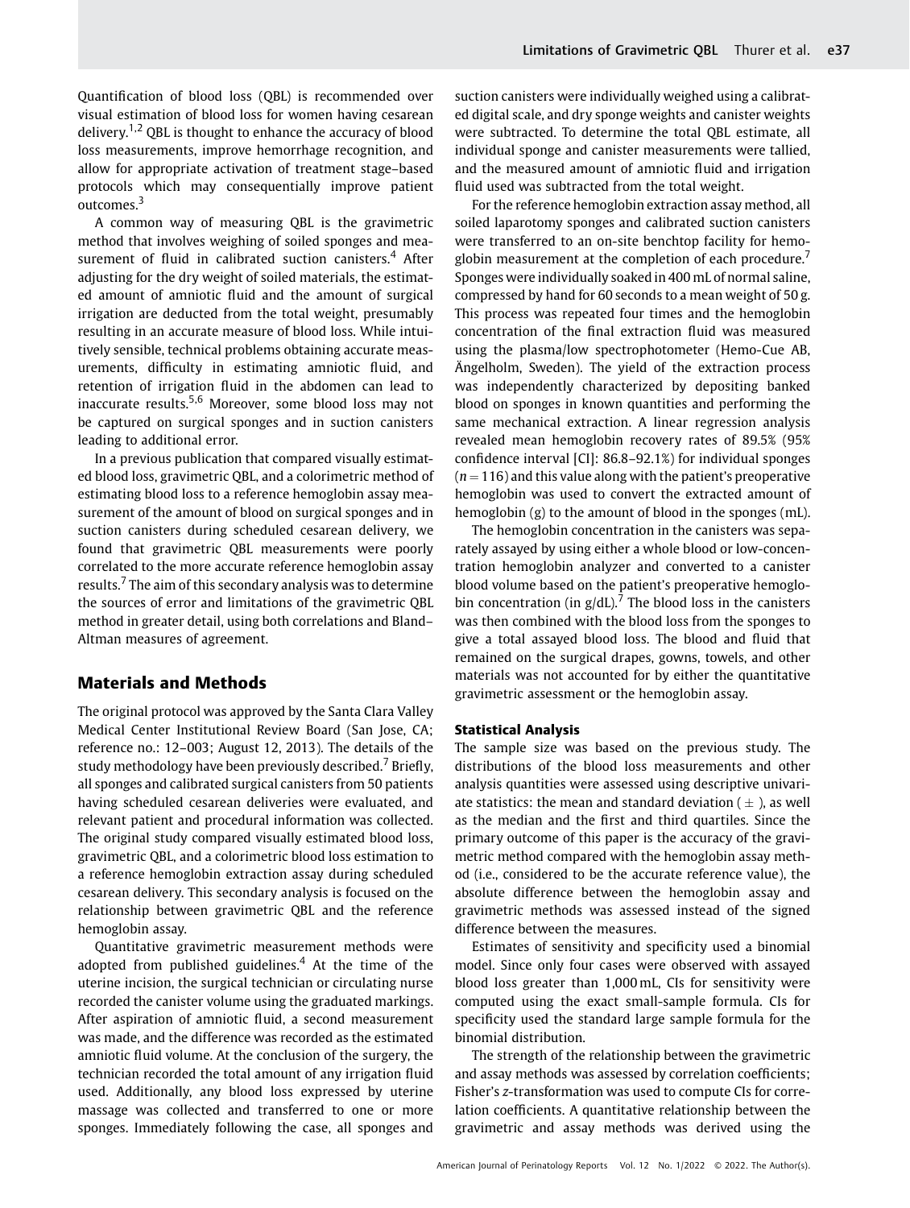Quantification of blood loss (QBL) is recommended over visual estimation of blood loss for women having cesarean delivery.[1,2] QBL is thought to enhance the accuracy of blood loss measurements, improve hemorrhage recognition, and allow for appropriate activation of treatment stage–based protocols which may consequentially improve patient outcomes.[3]

A common way of measuring QBL is the gravimetric method that involves weighing of soiled sponges and measurement of fluid in calibrated suction canisters.[4] After adjusting for the dry weight of soiled materials, the estimated amount of amniotic fluid and the amount of surgical irrigation are deducted from the total weight, presumably resulting in an accurate measure of blood loss. While intuitively sensible, technical problems obtaining accurate measurements, difficulty in estimating amniotic fluid, and retention of irrigation fluid in the abdomen can lead to inaccurate results.[5,6] Moreover, some blood loss may not be captured on surgical sponges and in suction canisters leading to additional error.

In a previous publication that compared visually estimated blood loss, gravimetric QBL, and a colorimetric method of estimating blood loss to a reference hemoglobin assay measurement of the amount of blood on surgical sponges and in suction canisters during scheduled cesarean delivery, we found that gravimetric QBL measurements were poorly correlated to the more accurate reference hemoglobin assay results.[7] The aim of this secondary analysis was to determine the sources of error and limitations of the gravimetric QBL method in greater detail, using both correlations and Bland–Altman measures of agreement.

## Materials and Methods

The original protocol was approved by the Santa Clara Valley Medical Center Institutional Review Board (San Jose, CA; reference no.: 12–003; August 12, 2013). The details of the study methodology have been previously described.[7] Briefly, all sponges and calibrated surgical canisters from 50 patients having scheduled cesarean deliveries were evaluated, and relevant patient and procedural information was collected. The original study compared visually estimated blood loss, gravimetric QBL, and a colorimetric blood loss estimation to a reference hemoglobin extraction assay during scheduled cesarean delivery. This secondary analysis is focused on the relationship between gravimetric QBL and the reference hemoglobin assay.

Quantitative gravimetric measurement methods were adopted from published guidelines.[4] At the time of the uterine incision, the surgical technician or circulating nurse recorded the canister volume using the graduated markings. After aspiration of amniotic fluid, a second measurement was made, and the difference was recorded as the estimated amniotic fluid volume. At the conclusion of the surgery, the technician recorded the total amount of any irrigation fluid used. Additionally, any blood loss expressed by uterine massage was collected and transferred to one or more sponges. Immediately following the case, all sponges and suction canisters were individually weighed using a calibrated digital scale, and dry sponge weights and canister weights were subtracted. To determine the total QBL estimate, all individual sponge and canister measurements were tallied, and the measured amount of amniotic fluid and irrigation fluid used was subtracted from the total weight.

For the reference hemoglobin extraction assay method, all soiled laparotomy sponges and calibrated suction canisters were transferred to an on-site benchtop facility for hemoglobin measurement at the completion of each procedure.[7] Sponges were individually soaked in 400 mL of normal saline, compressed by hand for 60 seconds to a mean weight of 50 g. This process was repeated four times and the hemoglobin concentration of the final extraction fluid was measured using the plasma/low spectrophotometer (Hemo-Cue AB, Ängelholm, Sweden). The yield of the extraction process was independently characterized by depositing banked blood on sponges in known quantities and performing the same mechanical extraction. A linear regression analysis revealed mean hemoglobin recovery rates of 89.5% (95% confidence interval [CI]: 86.8–92.1%) for individual sponges ($n = 116$) and this value along with the patient's preoperative hemoglobin was used to convert the extracted amount of hemoglobin (g) to the amount of blood in the sponges (mL).

The hemoglobin concentration in the canisters was separately assayed by using either a whole blood or low-concentration hemoglobin analyzer and converted to a canister blood volume based on the patient's preoperative hemoglobin concentration (in g/dL).[7] The blood loss in the canisters was then combined with the blood loss from the sponges to give a total assayed blood loss. The blood and fluid that remained on the surgical drapes, gowns, towels, and other materials was not accounted for by either the quantitative gravimetric assessment or the hemoglobin assay.

### Statistical Analysis

The sample size was based on the previous study. The distributions of the blood loss measurements and other analysis quantities were assessed using descriptive univariate statistics: the mean and standard deviation ($\pm$), as well as the median and the first and third quartiles. Since the primary outcome of this paper is the accuracy of the gravimetric method compared with the hemoglobin assay method (i.e., considered to be the accurate reference value), the absolute difference between the hemoglobin assay and gravimetric methods was assessed instead of the signed difference between the measures.

Estimates of sensitivity and specificity used a binomial model. Since only four cases were observed with assayed blood loss greater than 1,000 mL, CIs for sensitivity were computed using the exact small-sample formula. CIs for specificity used the standard large sample formula for the binomial distribution.

The strength of the relationship between the gravimetric and assay methods was assessed by correlation coefficients; Fisher's z-transformation was used to compute CIs for correlation coefficients. A quantitative relationship between the gravimetric and assay methods was derived using the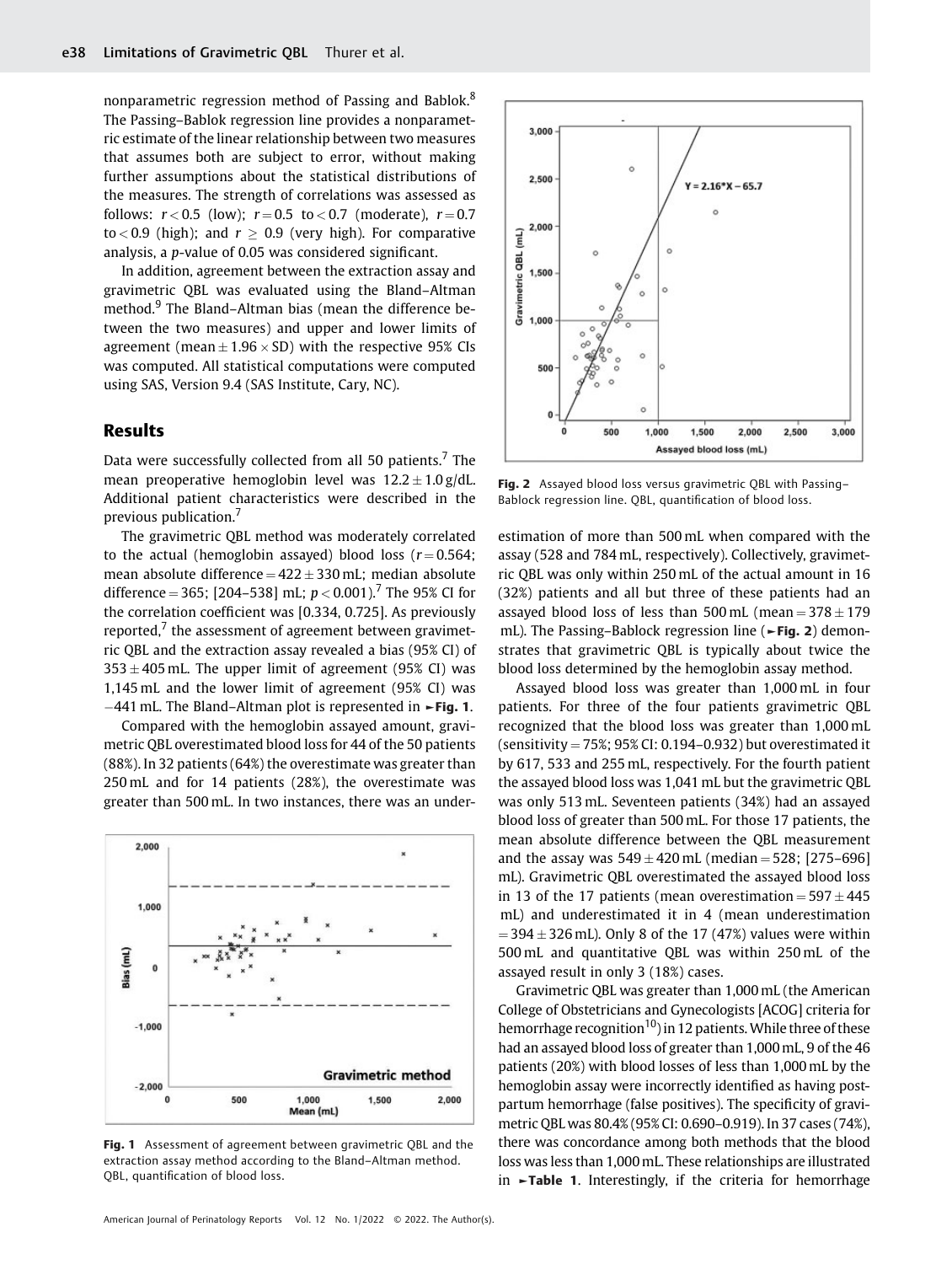nonparametric regression method of Passing and Bablok.[8] The Passing–Bablok regression line provides a nonparametric estimate of the linear relationship between two measures that assumes both are subject to error, without making further assumptions about the statistical distributions of the measures. The strength of correlations was assessed as follows: $r < 0.5$ (low); $r = 0.5$ to $< 0.7$ (moderate), $r = 0.7$ to $< 0.9$ (high); and $r \geq 0.9$ (very high). For comparative analysis, a $p$-value of 0.05 was considered significant.

In addition, agreement between the extraction assay and gravimetric QBL was evaluated using the Bland–Altman method.[9] The Bland–Altman bias (mean the difference between the two measures) and upper and lower limits of agreement (mean $\pm$ 1.96 $\times$ SD) with the respective 95% CIs was computed. All statistical computations were computed using SAS, Version 9.4 (SAS Institute, Cary, NC).

## Results

Data were successfully collected from all 50 patients.[7] The mean preoperative hemoglobin level was $12.2 \pm 1.0$ g/dL. Additional patient characteristics were described in the previous publication.[7]

The gravimetric QBL method was moderately correlated to the actual (hemoglobin assayed) blood loss ($r = 0.564$; mean absolute difference $= 422 \pm 330$ mL; median absolute difference $= 365$; [204–538] mL; $p < 0.001$).[7] The 95% CI for the correlation coefficient was [0.334, 0.725]. As previously reported,[7] the assessment of agreement between gravimetric QBL and the extraction assay revealed a bias (95% CI) of $353 \pm 405$ mL. The upper limit of agreement (95% CI) was 1,145 mL and the lower limit of agreement (95% CI) was −441 mL. The Bland–Altman plot is represented in ►**Fig. 1**.

Compared with the hemoglobin assayed amount, gravimetric QBL overestimated blood loss for 44 of the 50 patients (88%). In 32 patients (64%) the overestimate was greater than 250 mL and for 14 patients (28%), the overestimate was greater than 500 mL. In two instances, there was an underestimation of more than 500 mL when compared with the assay (528 and 784 mL, respectively). Collectively, gravimetric QBL was only within 250 mL of the actual amount in 16 (32%) patients and all but three of these patients had an assayed blood loss of less than 500 mL (mean $= 378 \pm 179$ mL). The Passing–Bablock regression line (►**Fig. 2**) demonstrates that gravimetric QBL is typically about twice the blood loss determined by the hemoglobin assay method.

**Fig. 1** Assessment of agreement between gravimetric QBL and the extraction assay method according to the Bland–Altman method. QBL, quantification of blood loss.

**Fig. 2** Assayed blood loss versus gravimetric QBL with Passing–Bablock regression line. QBL, quantification of blood loss.

Assayed blood loss was greater than 1,000 mL in four patients. For three of the four patients gravimetric QBL recognized that the blood loss was greater than 1,000 mL (sensitivity = 75%; 95% CI: 0.194–0.932) but overestimated it by 617, 533 and 255 mL, respectively. For the fourth patient the assayed blood loss was 1,041 mL but the gravimetric QBL was only 513 mL. Seventeen patients (34%) had an assayed blood loss of greater than 500 mL. For those 17 patients, the mean absolute difference between the QBL measurement and the assay was $549 \pm 420$ mL (median $= 528$; [275–696] mL). Gravimetric QBL overestimated the assayed blood loss in 13 of the 17 patients (mean overestimation $= 597 \pm 445$ mL) and underestimated it in 4 (mean underestimation $= 394 \pm 326$ mL). Only 8 of the 17 (47%) values were within 500 mL and quantitative QBL was within 250 mL of the assayed result in only 3 (18%) cases.

Gravimetric QBL was greater than 1,000 mL (the American College of Obstetricians and Gynecologists [ACOG] criteria for hemorrhage recognition[10]) in 12 patients. While three of these had an assayed blood loss of greater than 1,000 mL, 9 of the 46 patients (20%) with blood losses of less than 1,000 mL by the hemoglobin assay were incorrectly identified as having postpartum hemorrhage (false positives). The specificity of gravimetric QBL was 80.4% (95% CI: 0.690–0.919). In 37 cases (74%), there was concordance among both methods that the blood loss was less than 1,000 mL. These relationships are illustrated in ►**Table 1**. Interestingly, if the criteria for hemorrhage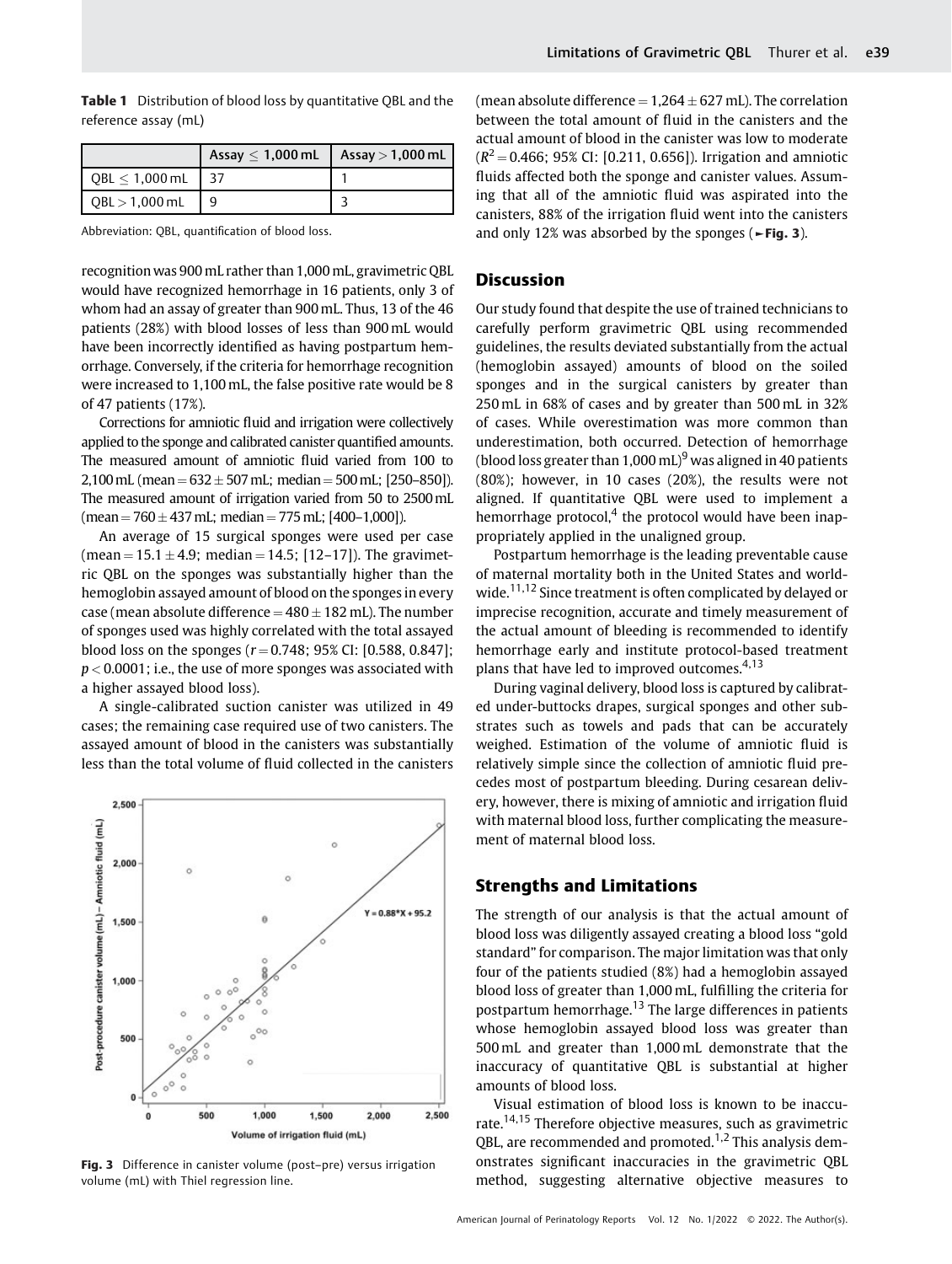**Table 1** Distribution of blood loss by quantitative QBL and the reference assay (mL)

| | Assay ≤ 1,000 mL | Assay > 1,000 mL |
|---|---|---|
| QBL ≤ 1,000 mL | 37 | 1 |
| QBL > 1,000 mL | 9 | 3 |

Abbreviation: QBL, quantification of blood loss.

recognition was 900 mL rather than 1,000 mL, gravimetric QBL would have recognized hemorrhage in 16 patients, only 3 of whom had an assay of greater than 900 mL. Thus, 13 of the 46 patients (28%) with blood losses of less than 900 mL would have been incorrectly identified as having postpartum hemorrhage. Conversely, if the criteria for hemorrhage recognition were increased to 1,100 mL, the false positive rate would be 8 of 47 patients (17%).

Corrections for amniotic fluid and irrigation were collectively applied to the sponge and calibrated canister quantified amounts. The measured amount of amniotic fluid varied from 100 to 2,100 mL (mean = 632 ± 507 mL; median = 500 mL; [250–850]). The measured amount of irrigation varied from 50 to 2500 mL (mean = 760 ± 437 mL; median = 775 mL; [400–1,000]).

An average of 15 surgical sponges were used per case (mean = 15.1 ± 4.9; median = 14.5; [12–17]). The gravimetric QBL on the sponges was substantially higher than the hemoglobin assayed amount of blood on the sponges in every case (mean absolute difference = 480 ± 182 mL). The number of sponges used was highly correlated with the total assayed blood loss on the sponges ($r = 0.748$; 95% CI: [0.588, 0.847]; $p < 0.0001$; i.e., the use of more sponges was associated with a higher assayed blood loss).

A single-calibrated suction canister was utilized in 49 cases; the remaining case required use of two canisters. The assayed amount of blood in the canisters was substantially less than the total volume of fluid collected in the canisters (mean absolute difference = 1,264 ± 627 mL). The correlation between the total amount of fluid in the canisters and the actual amount of blood in the canister was low to moderate ($R^2 = 0.466$; 95% CI: [0.211, 0.656]). Irrigation and amniotic fluids affected both the sponge and canister values. Assuming that all of the amniotic fluid was aspirated into the canisters, 88% of the irrigation fluid went into the canisters and only 12% was absorbed by the sponges (► Fig. 3).

Fig. 3 Difference in canister volume (post–pre) versus irrigation volume (mL) with Thiel regression line.

## Discussion

Our study found that despite the use of trained technicians to carefully perform gravimetric QBL using recommended guidelines, the results deviated substantially from the actual (hemoglobin assayed) amounts of blood on the soiled sponges and in the surgical canisters by greater than 250 mL in 68% of cases and by greater than 500 mL in 32% of cases. While overestimation was more common than underestimation, both occurred. Detection of hemorrhage (blood loss greater than 1,000 mL)[9] was aligned in 40 patients (80%); however, in 10 cases (20%), the results were not aligned. If quantitative QBL were used to implement a hemorrhage protocol,[4] the protocol would have been inappropriately applied in the unaligned group.

Postpartum hemorrhage is the leading preventable cause of maternal mortality both in the United States and worldwide.[11,12] Since treatment is often complicated by delayed or imprecise recognition, accurate and timely measurement of the actual amount of bleeding is recommended to identify hemorrhage early and institute protocol-based treatment plans that have led to improved outcomes.[4,13]

During vaginal delivery, blood loss is captured by calibrated under-buttocks drapes, surgical sponges and other substrates such as towels and pads that can be accurately weighed. Estimation of the volume of amniotic fluid is relatively simple since the collection of amniotic fluid precedes most of postpartum bleeding. During cesarean delivery, however, there is mixing of amniotic and irrigation fluid with maternal blood loss, further complicating the measurement of maternal blood loss.

## Strengths and Limitations

The strength of our analysis is that the actual amount of blood loss was diligently assayed creating a blood loss "gold standard" for comparison. The major limitation was that only four of the patients studied (8%) had a hemoglobin assayed blood loss of greater than 1,000 mL, fulfilling the criteria for postpartum hemorrhage.[13] The large differences in patients whose hemoglobin assayed blood loss was greater than 500 mL and greater than 1,000 mL demonstrate that the inaccuracy of quantitative QBL is substantial at higher amounts of blood loss.

Visual estimation of blood loss is known to be inaccurate.[14,15] Therefore objective measures, such as gravimetric QBL, are recommended and promoted.[1,2] This analysis demonstrates significant inaccuracies in the gravimetric QBL method, suggesting alternative objective measures to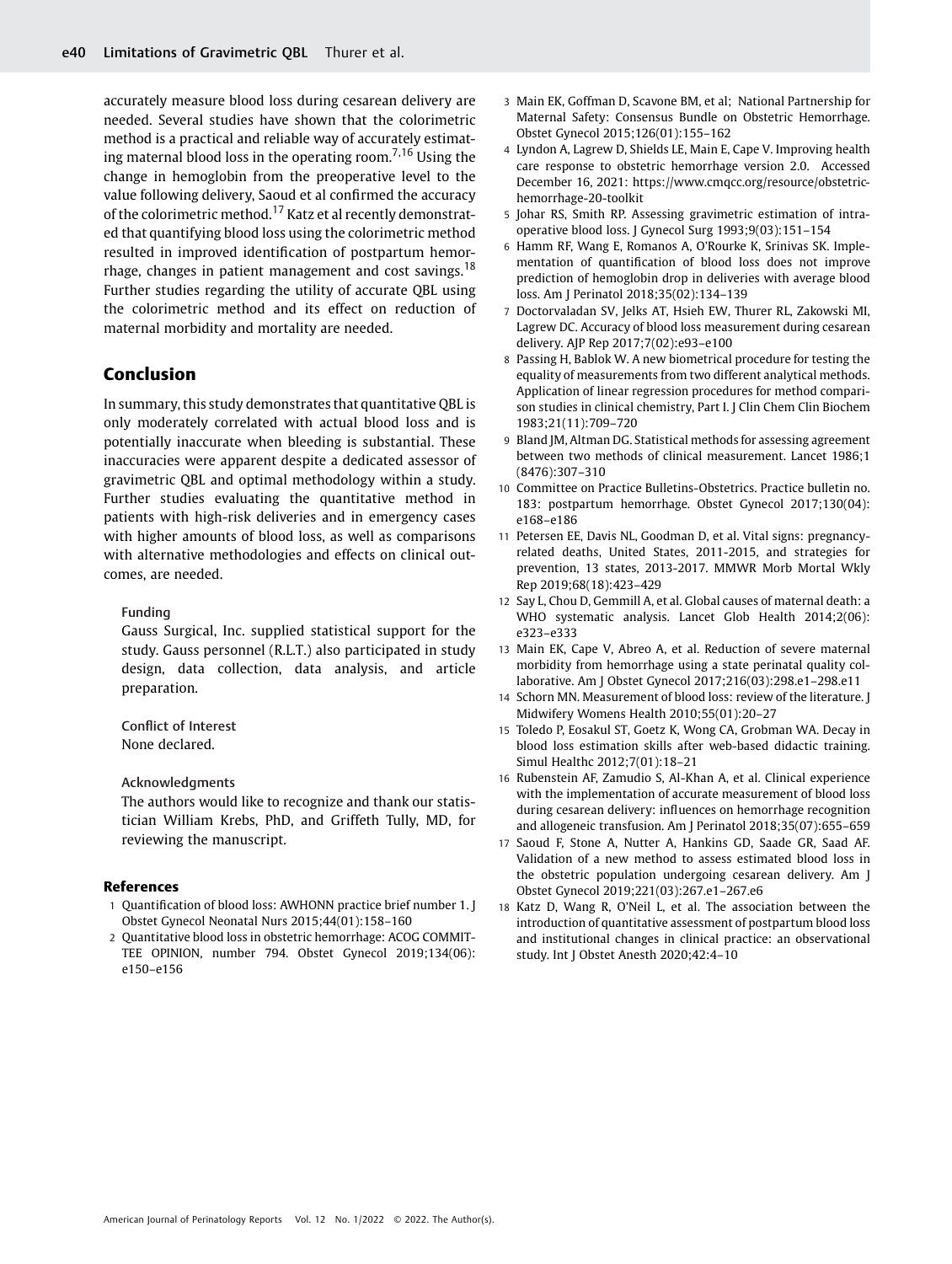accurately measure blood loss during cesarean delivery are needed. Several studies have shown that the colorimetric method is a practical and reliable way of accurately estimating maternal blood loss in the operating room.[7,16] Using the change in hemoglobin from the preoperative level to the value following delivery, Saoud et al confirmed the accuracy of the colorimetric method.[17] Katz et al recently demonstrated that quantifying blood loss using the colorimetric method resulted in improved identification of postpartum hemorrhage, changes in patient management and cost savings.[18] Further studies regarding the utility of accurate QBL using the colorimetric method and its effect on reduction of maternal morbidity and mortality are needed.

## Conclusion

In summary, this study demonstrates that quantitative QBL is only moderately correlated with actual blood loss and is potentially inaccurate when bleeding is substantial. These inaccuracies were apparent despite a dedicated assessor of gravimetric QBL and optimal methodology within a study. Further studies evaluating the quantitative method in patients with high-risk deliveries and in emergency cases with higher amounts of blood loss, as well as comparisons with alternative methodologies and effects on clinical outcomes, are needed.

**Funding**

Gauss Surgical, Inc. supplied statistical support for the study. Gauss personnel (R.L.T.) also participated in study design, data collection, data analysis, and article preparation.

**Conflict of Interest**

None declared.

**Acknowledgments**

The authors would like to recognize and thank our statistician William Krebs, PhD, and Griffeth Tully, MD, for reviewing the manuscript.

## References

1. Quantification of blood loss: AWHONN practice brief number 1. J Obstet Gynecol Neonatal Nurs 2015;44(01):158–160
2. Quantitative blood loss in obstetric hemorrhage: ACOG COMMITTEE OPINION, number 794. Obstet Gynecol 2019;134(06): e150–e156
3. Main EK, Goffman D, Scavone BM, et al; National Partnership for Maternal Safety: Consensus Bundle on Obstetric Hemorrhage. Obstet Gynecol 2015;126(01):155–162
4. Lyndon A, Lagrew D, Shields LE, Main E, Cape V. Improving health care response to obstetric hemorrhage version 2.0. Accessed December 16, 2021: https://www.cmqcc.org/resource/obstetric-hemorrhage-20-toolkit
5. Johar RS, Smith RP. Assessing gravimetric estimation of intraoperative blood loss. J Gynecol Surg 1993;9(03):151–154
6. Hamm RF, Wang E, Romanos A, O'Rourke K, Srinivas SK. Implementation of quantification of blood loss does not improve prediction of hemoglobin drop in deliveries with average blood loss. Am J Perinatol 2018;35(02):134–139
7. Doctorvaladan SV, Jelks AT, Hsieh EW, Thurer RL, Zakowski MI, Lagrew DC. Accuracy of blood loss measurement during cesarean delivery. AJP Rep 2017;7(02):e93–e100
8. Passing H, Bablok W. A new biometrical procedure for testing the equality of measurements from two different analytical methods. Application of linear regression procedures for method comparison studies in clinical chemistry, Part I. J Clin Chem Clin Biochem 1983;21(11):709–720
9. Bland JM, Altman DG. Statistical methods for assessing agreement between two methods of clinical measurement. Lancet 1986;1 (8476):307–310
10. Committee on Practice Bulletins-Obstetrics. Practice bulletin no. 183: postpartum hemorrhage. Obstet Gynecol 2017;130(04): e168–e186
11. Petersen EE, Davis NL, Goodman D, et al. Vital signs: pregnancy-related deaths, United States, 2011-2015, and strategies for prevention, 13 states, 2013-2017. MMWR Morb Mortal Wkly Rep 2019;68(18):423–429
12. Say L, Chou D, Gemmill A, et al. Global causes of maternal death: a WHO systematic analysis. Lancet Glob Health 2014;2(06): e323–e333
13. Main EK, Cape V, Abreo A, et al. Reduction of severe maternal morbidity from hemorrhage using a state perinatal quality collaborative. Am J Obstet Gynecol 2017;216(03):298.e1–298.e11
14. Schorn MN. Measurement of blood loss: review of the literature. J Midwifery Womens Health 2010;55(01):20–27
15. Toledo P, Eosakul ST, Goetz K, Wong CA, Grobman WA. Decay in blood loss estimation skills after web-based didactic training. Simul Healthc 2012;7(01):18–21
16. Rubenstein AF, Zamudio S, Al-Khan A, et al. Clinical experience with the implementation of accurate measurement of blood loss during cesarean delivery: influences on hemorrhage recognition and allogeneic transfusion. Am J Perinatol 2018;35(07):655–659
17. Saoud F, Stone A, Nutter A, Hankins GD, Saade GR, Saad AF. Validation of a new method to assess estimated blood loss in the obstetric population undergoing cesarean delivery. Am J Obstet Gynecol 2019;221(03):267.e1–267.e6
18. Katz D, Wang R, O'Neil L, et al. The association between the introduction of quantitative assessment of postpartum blood loss and institutional changes in clinical practice: an observational study. Int J Obstet Anesth 2020;42:4–10